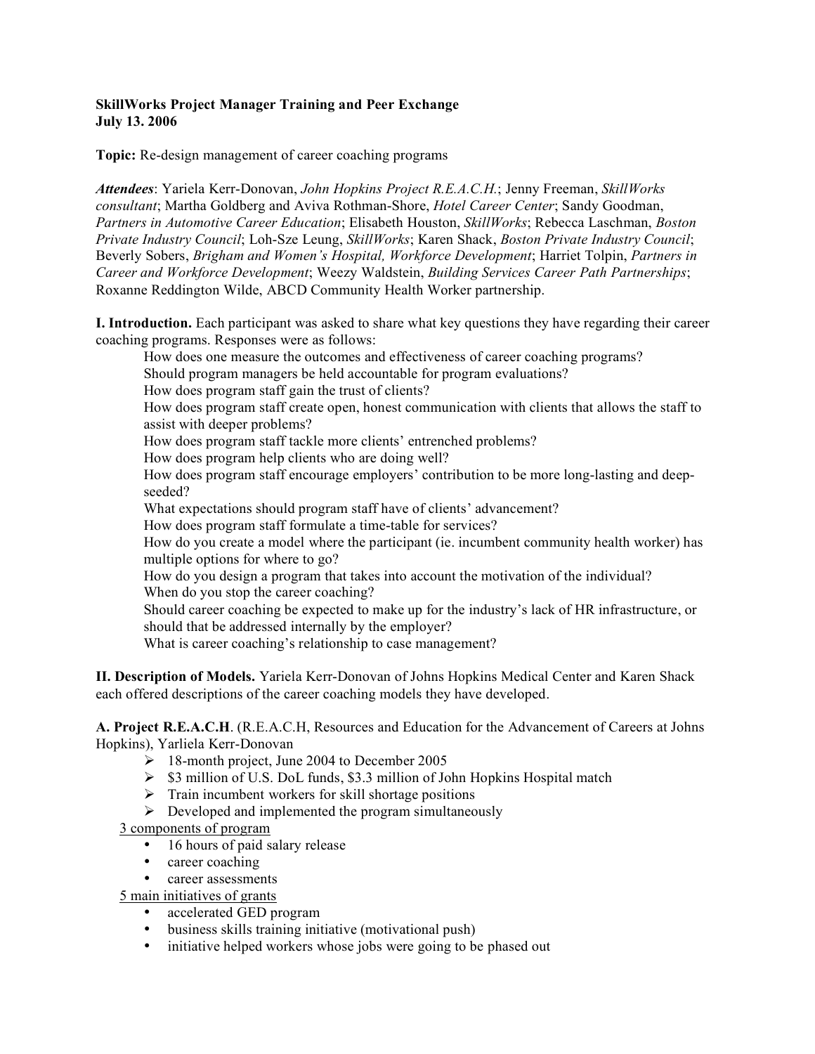**SkillWorks Project Manager Training and Peer Exchange**
**July 13. 2006**

**Topic:** Re-design management of career coaching programs

***Attendees***: Yariela Kerr-Donovan, *John Hopkins Project R.E.A.C.H.*; Jenny Freeman, *SkillWorks consultant*; Martha Goldberg and Aviva Rothman-Shore, *Hotel Career Center*; Sandy Goodman, *Partners in Automotive Career Education*; Elisabeth Houston, *SkillWorks*; Rebecca Laschman, *Boston Private Industry Council*; Loh-Sze Leung, *SkillWorks*; Karen Shack, *Boston Private Industry Council*; Beverly Sobers, *Brigham and Women's Hospital, Workforce Development*; Harriet Tolpin, *Partners in Career and Workforce Development*; Weezy Waldstein, *Building Services Career Path Partnerships*; Roxanne Reddington Wilde, ABCD Community Health Worker partnership.

**I. Introduction.** Each participant was asked to share what key questions they have regarding their career coaching programs. Responses were as follows:

How does one measure the outcomes and effectiveness of career coaching programs?
Should program managers be held accountable for program evaluations?
How does program staff gain the trust of clients?
How does program staff create open, honest communication with clients that allows the staff to assist with deeper problems?
How does program staff tackle more clients' entrenched problems?
How does program help clients who are doing well?
How does program staff encourage employers' contribution to be more long-lasting and deep-seeded?
What expectations should program staff have of clients' advancement?
How does program staff formulate a time-table for services?
How do you create a model where the participant (ie. incumbent community health worker) has multiple options for where to go?
How do you design a program that takes into account the motivation of the individual?
When do you stop the career coaching?
Should career coaching be expected to make up for the industry's lack of HR infrastructure, or should that be addressed internally by the employer?
What is career coaching's relationship to case management?

**II. Description of Models.** Yariela Kerr-Donovan of Johns Hopkins Medical Center and Karen Shack each offered descriptions of the career coaching models they have developed.

**A. Project R.E.A.C.H**. (R.E.A.C.H, Resources and Education for the Advancement of Careers at Johns Hopkins), Yarliela Kerr-Donovan

- 18-month project, June 2004 to December 2005
- $3 million of U.S. DoL funds, $3.3 million of John Hopkins Hospital match
- Train incumbent workers for skill shortage positions
- Developed and implemented the program simultaneously

3 components of program

- 16 hours of paid salary release
- career coaching
- career assessments

5 main initiatives of grants

- accelerated GED program
- business skills training initiative (motivational push)
- initiative helped workers whose jobs were going to be phased out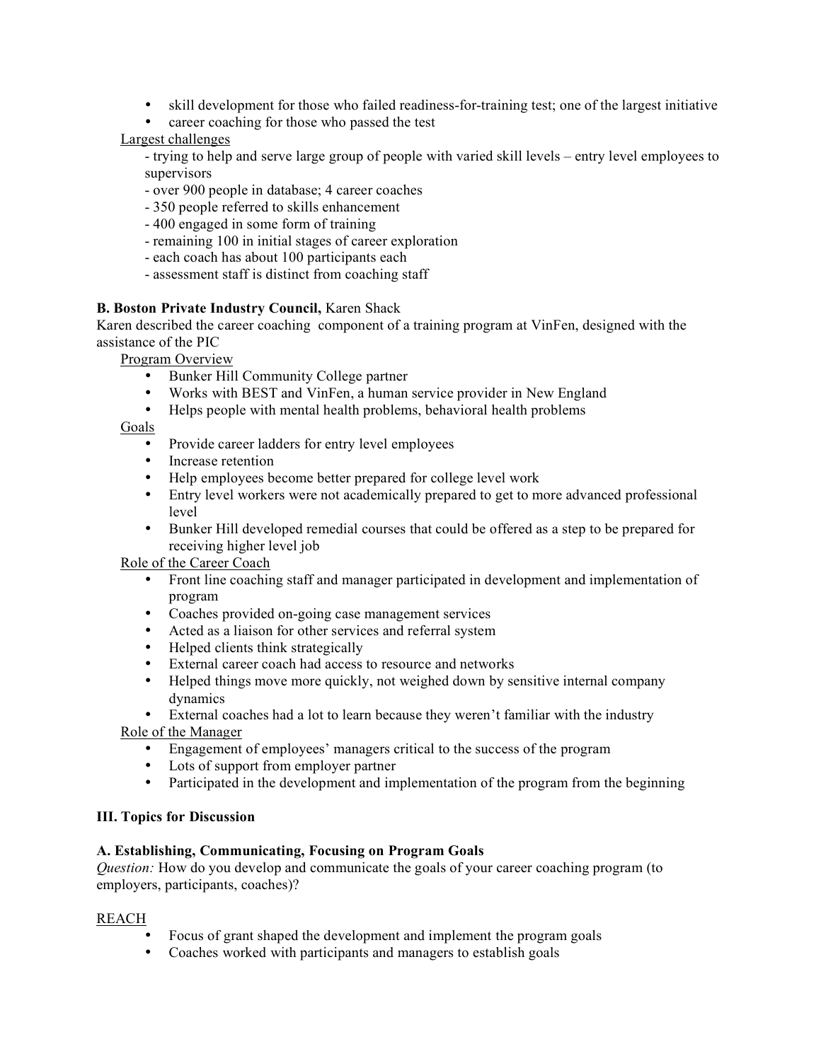- skill development for those who failed readiness-for-training test; one of the largest initiative
- career coaching for those who passed the test

Largest challenges

- trying to help and serve large group of people with varied skill levels – entry level employees to supervisors
- over 900 people in database; 4 career coaches
- 350 people referred to skills enhancement
- 400 engaged in some form of training
- remaining 100 in initial stages of career exploration
- each coach has about 100 participants each
- assessment staff is distinct from coaching staff

**B. Boston Private Industry Council,** Karen Shack

Karen described the career coaching component of a training program at VinFen, designed with the assistance of the PIC

Program Overview

- Bunker Hill Community College partner
- Works with BEST and VinFen, a human service provider in New England
- Helps people with mental health problems, behavioral health problems

Goals

- Provide career ladders for entry level employees
- Increase retention
- Help employees become better prepared for college level work
- Entry level workers were not academically prepared to get to more advanced professional level
- Bunker Hill developed remedial courses that could be offered as a step to be prepared for receiving higher level job

Role of the Career Coach

- Front line coaching staff and manager participated in development and implementation of program
- Coaches provided on-going case management services
- Acted as a liaison for other services and referral system
- Helped clients think strategically
- External career coach had access to resource and networks
- Helped things move more quickly, not weighed down by sensitive internal company dynamics
- External coaches had a lot to learn because they weren't familiar with the industry

Role of the Manager

- Engagement of employees' managers critical to the success of the program
- Lots of support from employer partner
- Participated in the development and implementation of the program from the beginning

## III. Topics for Discussion

### A. Establishing, Communicating, Focusing on Program Goals

*Question:* How do you develop and communicate the goals of your career coaching program (to employers, participants, coaches)?

REACH

- Focus of grant shaped the development and implement the program goals
- Coaches worked with participants and managers to establish goals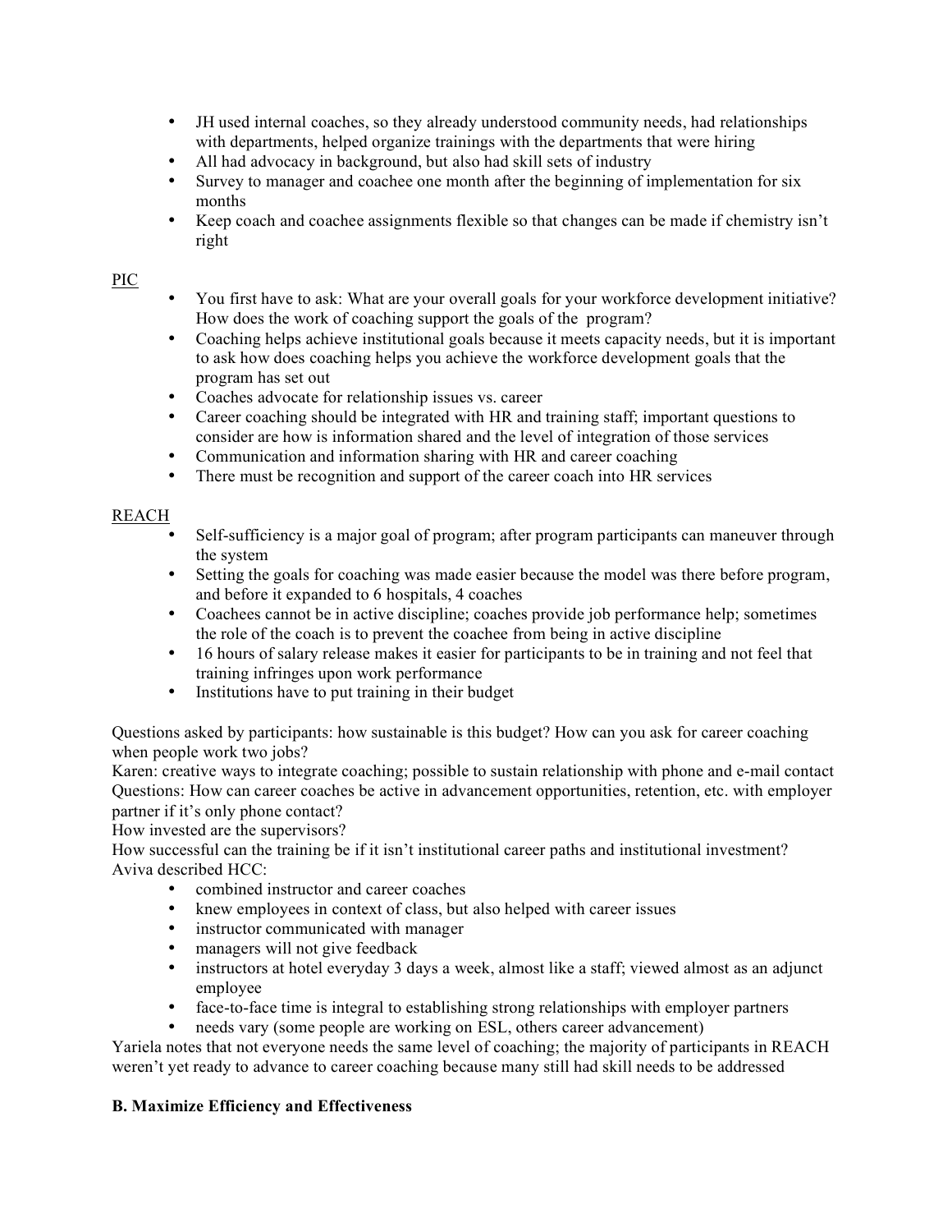- JH used internal coaches, so they already understood community needs, had relationships with departments, helped organize trainings with the departments that were hiring
- All had advocacy in background, but also had skill sets of industry
- Survey to manager and coachee one month after the beginning of implementation for six months
- Keep coach and coachee assignments flexible so that changes can be made if chemistry isn't right

<u>PIC</u>

- You first have to ask: What are your overall goals for your workforce development initiative? How does the work of coaching support the goals of the program?
- Coaching helps achieve institutional goals because it meets capacity needs, but it is important to ask how does coaching helps you achieve the workforce development goals that the program has set out
- Coaches advocate for relationship issues vs. career
- Career coaching should be integrated with HR and training staff; important questions to consider are how is information shared and the level of integration of those services
- Communication and information sharing with HR and career coaching
- There must be recognition and support of the career coach into HR services

<u>REACH</u>

- Self-sufficiency is a major goal of program; after program participants can maneuver through the system
- Setting the goals for coaching was made easier because the model was there before program, and before it expanded to 6 hospitals, 4 coaches
- Coachees cannot be in active discipline; coaches provide job performance help; sometimes the role of the coach is to prevent the coachee from being in active discipline
- 16 hours of salary release makes it easier for participants to be in training and not feel that training infringes upon work performance
- Institutions have to put training in their budget

Questions asked by participants: how sustainable is this budget? How can you ask for career coaching when people work two jobs?
Karen: creative ways to integrate coaching; possible to sustain relationship with phone and e-mail contact
Questions: How can career coaches be active in advancement opportunities, retention, etc. with employer partner if it's only phone contact?
How invested are the supervisors?
How successful can the training be if it isn't institutional career paths and institutional investment?
Aviva described HCC:

- combined instructor and career coaches
- knew employees in context of class, but also helped with career issues
- instructor communicated with manager
- managers will not give feedback
- instructors at hotel everyday 3 days a week, almost like a staff; viewed almost as an adjunct employee
- face-to-face time is integral to establishing strong relationships with employer partners
- needs vary (some people are working on ESL, others career advancement)

Yariela notes that not everyone needs the same level of coaching; the majority of participants in REACH weren't yet ready to advance to career coaching because many still had skill needs to be addressed

**B. Maximize Efficiency and Effectiveness**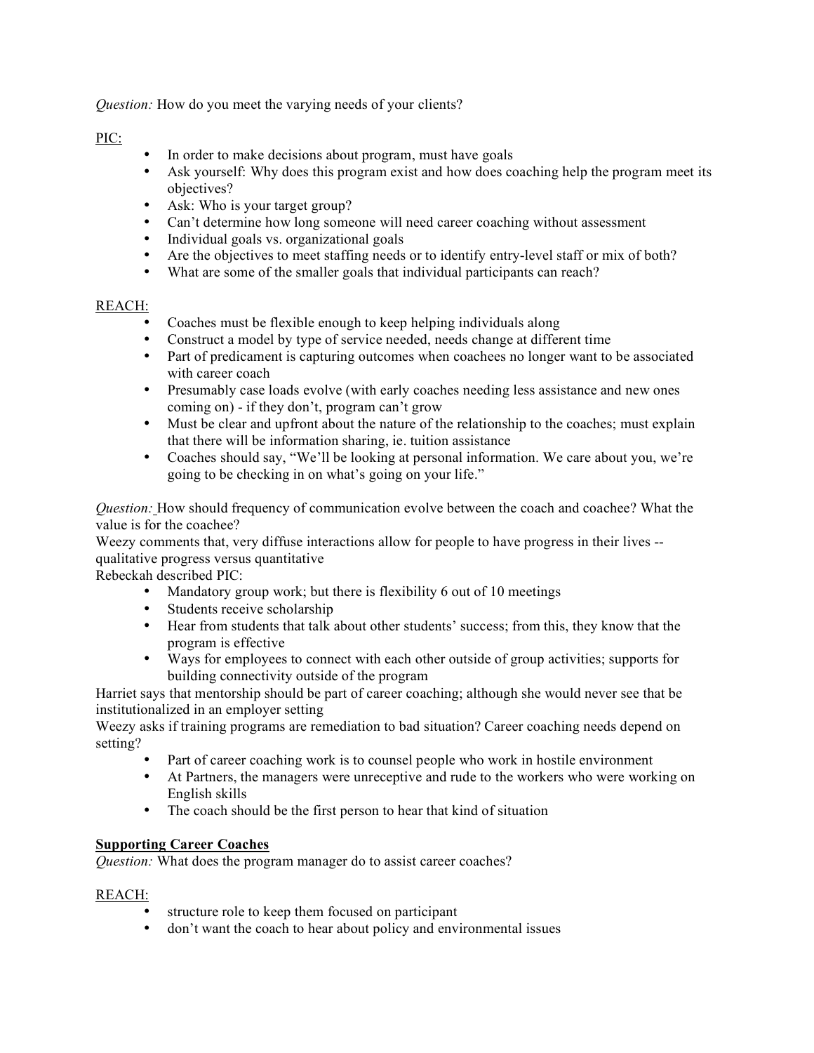*Question:* How do you meet the varying needs of your clients?

PIC:

- In order to make decisions about program, must have goals
- Ask yourself: Why does this program exist and how does coaching help the program meet its objectives?
- Ask: Who is your target group?
- Can't determine how long someone will need career coaching without assessment
- Individual goals vs. organizational goals
- Are the objectives to meet staffing needs or to identify entry-level staff or mix of both?
- What are some of the smaller goals that individual participants can reach?

REACH:

- Coaches must be flexible enough to keep helping individuals along
- Construct a model by type of service needed, needs change at different time
- Part of predicament is capturing outcomes when coachees no longer want to be associated with career coach
- Presumably case loads evolve (with early coaches needing less assistance and new ones coming on) - if they don't, program can't grow
- Must be clear and upfront about the nature of the relationship to the coaches; must explain that there will be information sharing, ie. tuition assistance
- Coaches should say, "We'll be looking at personal information. We care about you, we're going to be checking in on what's going on your life."

*Question:* How should frequency of communication evolve between the coach and coachee? What the value is for the coachee?

Weezy comments that, very diffuse interactions allow for people to have progress in their lives -- qualitative progress versus quantitative

Rebeckah described PIC:

- Mandatory group work; but there is flexibility 6 out of 10 meetings
- Students receive scholarship
- Hear from students that talk about other students' success; from this, they know that the program is effective
- Ways for employees to connect with each other outside of group activities; supports for building connectivity outside of the program

Harriet says that mentorship should be part of career coaching; although she would never see that be institutionalized in an employer setting

Weezy asks if training programs are remediation to bad situation? Career coaching needs depend on setting?

- Part of career coaching work is to counsel people who work in hostile environment
- At Partners, the managers were unreceptive and rude to the workers who were working on English skills
- The coach should be the first person to hear that kind of situation

**Supporting Career Coaches**

*Question:* What does the program manager do to assist career coaches?

REACH:

- structure role to keep them focused on participant
- don't want the coach to hear about policy and environmental issues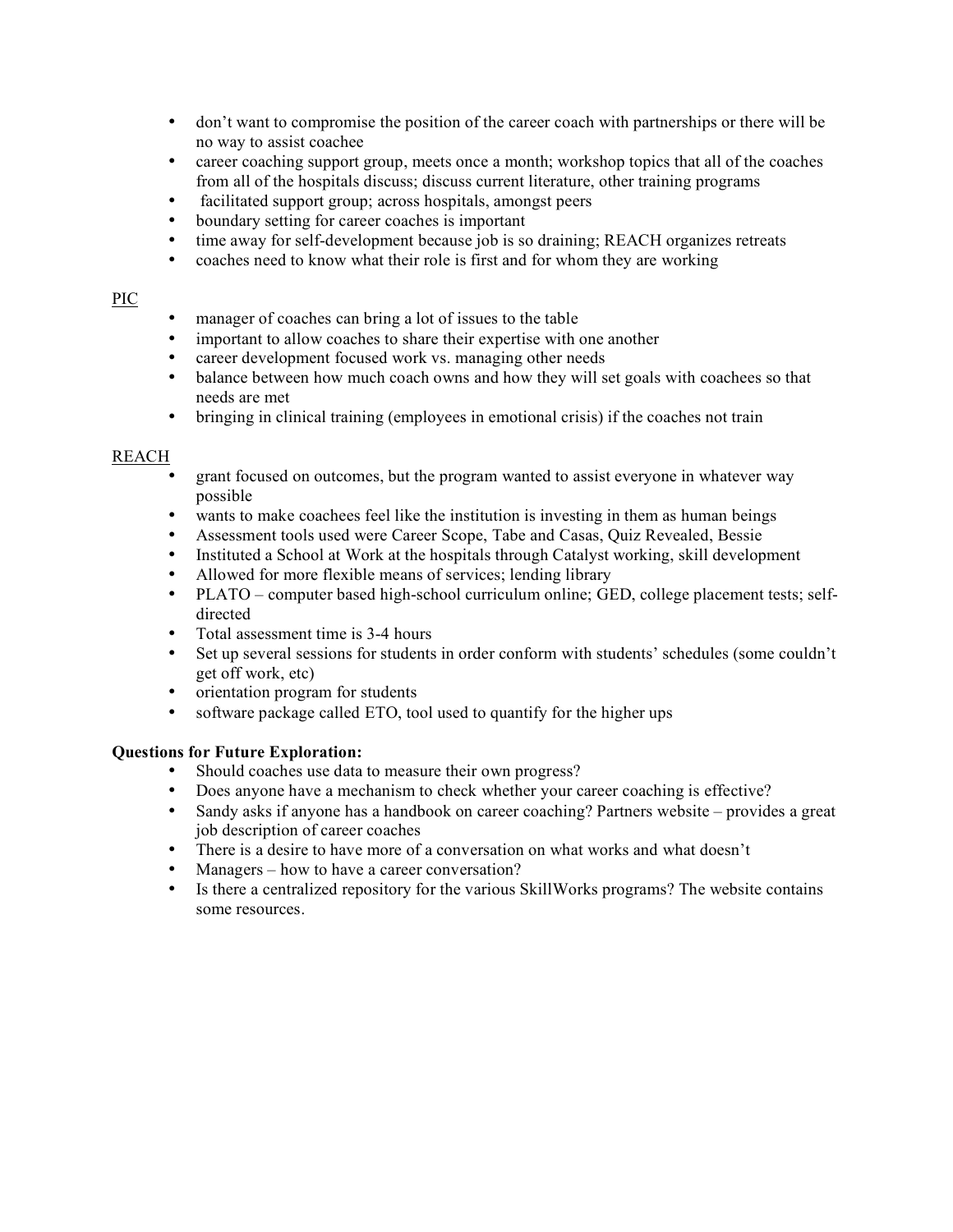- don't want to compromise the position of the career coach with partnerships or there will be no way to assist coachee
- career coaching support group, meets once a month; workshop topics that all of the coaches from all of the hospitals discuss; discuss current literature, other training programs
- facilitated support group; across hospitals, amongst peers
- boundary setting for career coaches is important
- time away for self-development because job is so draining; REACH organizes retreats
- coaches need to know what their role is first and for whom they are working

PIC

- manager of coaches can bring a lot of issues to the table
- important to allow coaches to share their expertise with one another
- career development focused work vs. managing other needs
- balance between how much coach owns and how they will set goals with coachees so that needs are met
- bringing in clinical training (employees in emotional crisis) if the coaches not train

REACH

- grant focused on outcomes, but the program wanted to assist everyone in whatever way possible
- wants to make coachees feel like the institution is investing in them as human beings
- Assessment tools used were Career Scope, Tabe and Casas, Quiz Revealed, Bessie
- Instituted a School at Work at the hospitals through Catalyst working, skill development
- Allowed for more flexible means of services; lending library
- PLATO – computer based high-school curriculum online; GED, college placement tests; self-directed
- Total assessment time is 3-4 hours
- Set up several sessions for students in order conform with students' schedules (some couldn't get off work, etc)
- orientation program for students
- software package called ETO, tool used to quantify for the higher ups

**Questions for Future Exploration:**

- Should coaches use data to measure their own progress?
- Does anyone have a mechanism to check whether your career coaching is effective?
- Sandy asks if anyone has a handbook on career coaching? Partners website – provides a great job description of career coaches
- There is a desire to have more of a conversation on what works and what doesn't
- Managers – how to have a career conversation?
- Is there a centralized repository for the various SkillWorks programs? The website contains some resources.